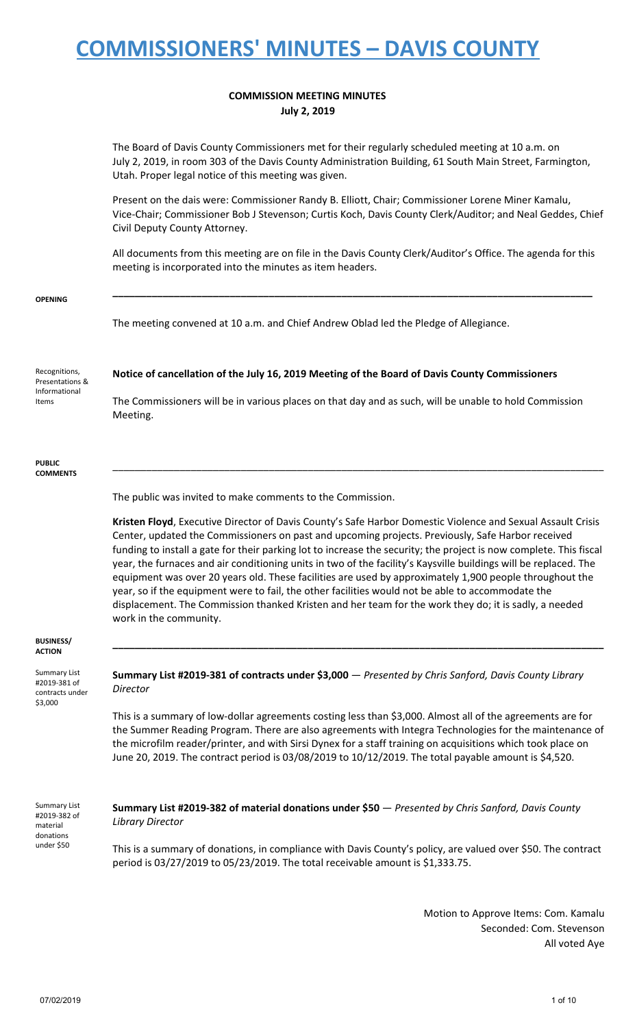# COMMISSIONERS' MINUTES – DAVIS COUNTY

**COMMISSION MEETING MINUTES**
**July 2, 2019**

The Board of Davis County Commissioners met for their regularly scheduled meeting at 10 a.m. on July 2, 2019, in room 303 of the Davis County Administration Building, 61 South Main Street, Farmington, Utah. Proper legal notice of this meeting was given.

Present on the dais were: Commissioner Randy B. Elliott, Chair; Commissioner Lorene Miner Kamalu, Vice-Chair; Commissioner Bob J Stevenson; Curtis Koch, Davis County Clerk/Auditor; and Neal Geddes, Chief Civil Deputy County Attorney.

All documents from this meeting are on file in the Davis County Clerk/Auditor's Office. The agenda for this meeting is incorporated into the minutes as item headers.

**OPENING**

The meeting convened at 10 a.m. and Chief Andrew Oblad led the Pledge of Allegiance.

Recognitions, Presentations & Informational Items

**Notice of cancellation of the July 16, 2019 Meeting of the Board of Davis County Commissioners**

The Commissioners will be in various places on that day and as such, will be unable to hold Commission Meeting.

**PUBLIC COMMENTS**

The public was invited to make comments to the Commission.

**Kristen Floyd**, Executive Director of Davis County's Safe Harbor Domestic Violence and Sexual Assault Crisis Center, updated the Commissioners on past and upcoming projects. Previously, Safe Harbor received funding to install a gate for their parking lot to increase the security; the project is now complete. This fiscal year, the furnaces and air conditioning units in two of the facility's Kaysville buildings will be replaced. The equipment was over 20 years old. These facilities are used by approximately 1,900 people throughout the year, so if the equipment were to fail, the other facilities would not be able to accommodate the displacement. The Commission thanked Kristen and her team for the work they do; it is sadly, a needed work in the community.

**BUSINESS/ ACTION**

Summary List #2019-381 of contracts under $3,000

**Summary List #2019-381 of contracts under $3,000** — *Presented by Chris Sanford, Davis County Library Director*

This is a summary of low-dollar agreements costing less than $3,000. Almost all of the agreements are for the Summer Reading Program. There are also agreements with Integra Technologies for the maintenance of the microfilm reader/printer, and with Sirsi Dynex for a staff training on acquisitions which took place on June 20, 2019. The contract period is 03/08/2019 to 10/12/2019. The total payable amount is $4,520.

Summary List #2019-382 of material donations under $50

**Summary List #2019-382 of material donations under $50** — *Presented by Chris Sanford, Davis County Library Director*

This is a summary of donations, in compliance with Davis County's policy, are valued over $50. The contract period is 03/27/2019 to 05/23/2019. The total receivable amount is $1,333.75.

Motion to Approve Items: Com. Kamalu
Seconded: Com. Stevenson
All voted Aye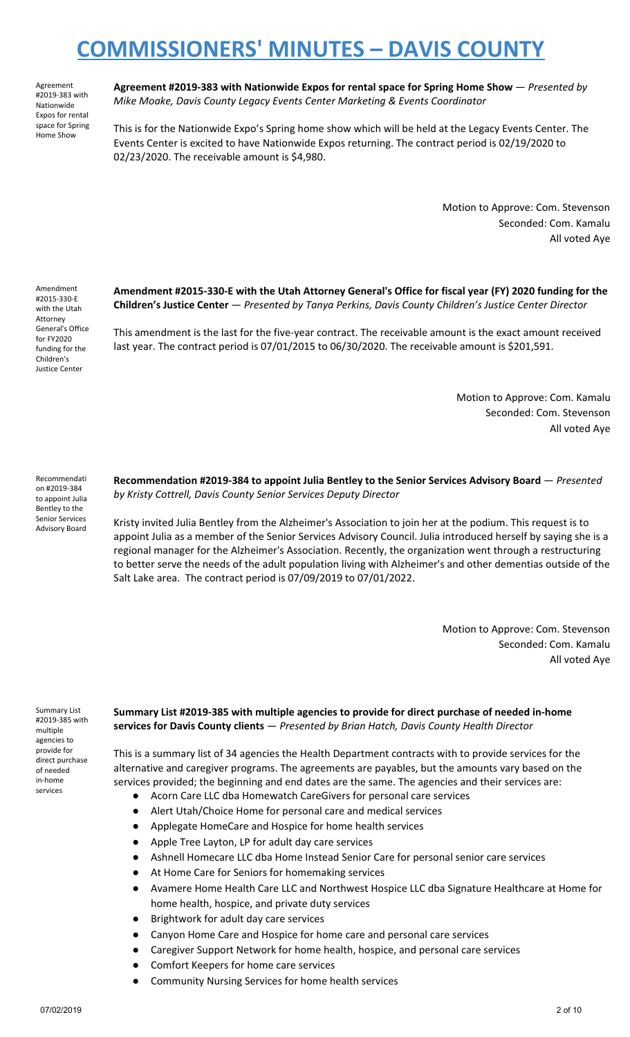Agreement #2019-383 with Nationwide Expos for rental space for Spring Home Show

**Agreement #2019-383 with Nationwide Expos for rental space for Spring Home Show** — *Presented by Mike Moake, Davis County Legacy Events Center Marketing & Events Coordinator*

This is for the Nationwide Expo's Spring home show which will be held at the Legacy Events Center. The Events Center is excited to have Nationwide Expos returning. The contract period is 02/19/2020 to 02/23/2020. The receivable amount is $4,980.

Motion to Approve: Com. Stevenson
Seconded: Com. Kamalu
All voted Aye

Amendment #2015-330-E with the Utah Attorney General's Office for FY2020 funding for the Children's Justice Center

**Amendment #2015-330-E with the Utah Attorney General's Office for fiscal year (FY) 2020 funding for the Children's Justice Center** — *Presented by Tanya Perkins, Davis County Children's Justice Center Director*

This amendment is the last for the five-year contract. The receivable amount is the exact amount received last year. The contract period is 07/01/2015 to 06/30/2020. The receivable amount is $201,591.

Motion to Approve: Com. Kamalu
Seconded: Com. Stevenson
All voted Aye

Recommendation #2019-384 to appoint Julia Bentley to the Senior Services Advisory Board

**Recommendation #2019-384 to appoint Julia Bentley to the Senior Services Advisory Board** — *Presented by Kristy Cottrell, Davis County Senior Services Deputy Director*

Kristy invited Julia Bentley from the Alzheimer's Association to join her at the podium. This request is to appoint Julia as a member of the Senior Services Advisory Council. Julia introduced herself by saying she is a regional manager for the Alzheimer's Association. Recently, the organization went through a restructuring to better serve the needs of the adult population living with Alzheimer's and other dementias outside of the Salt Lake area. The contract period is 07/09/2019 to 07/01/2022.

Motion to Approve: Com. Stevenson
Seconded: Com. Kamalu
All voted Aye

Summary List #2019-385 with multiple agencies to provide for direct purchase of needed in-home services

**Summary List #2019-385 with multiple agencies to provide for direct purchase of needed in-home services for Davis County clients** — *Presented by Brian Hatch, Davis County Health Director*

This is a summary list of 34 agencies the Health Department contracts with to provide services for the alternative and caregiver programs. The agreements are payables, but the amounts vary based on the services provided; the beginning and end dates are the same. The agencies and their services are:

- Acorn Care LLC dba Homewatch CareGivers for personal care services
- Alert Utah/Choice Home for personal care and medical services
- Applegate HomeCare and Hospice for home health services
- Apple Tree Layton, LP for adult day care services
- Ashnell Homecare LLC dba Home Instead Senior Care for personal senior care services
- At Home Care for Seniors for homemaking services
- Avamere Home Health Care LLC and Northwest Hospice LLC dba Signature Healthcare at Home for home health, hospice, and private duty services
- Brightwork for adult day care services
- Canyon Home Care and Hospice for home care and personal care services
- Caregiver Support Network for home health, hospice, and personal care services
- Comfort Keepers for home care services
- Community Nursing Services for home health services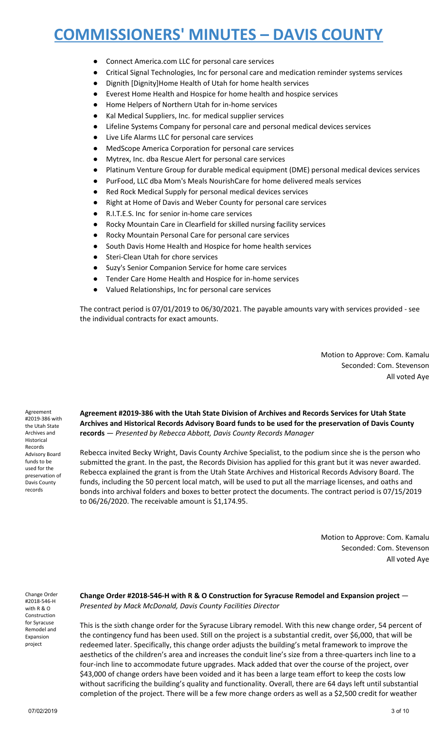- Connect America.com LLC for personal care services
- Critical Signal Technologies, Inc for personal care and medication reminder systems services
- Dignith [Dignity]Home Health of Utah for home health services
- Everest Home Health and Hospice for home health and hospice services
- Home Helpers of Northern Utah for in-home services
- Kal Medical Suppliers, Inc. for medical supplier services
- Lifeline Systems Company for personal care and personal medical devices services
- Live Life Alarms LLC for personal care services
- MedScope America Corporation for personal care services
- Mytrex, Inc. dba Rescue Alert for personal care services
- Platinum Venture Group for durable medical equipment (DME) personal medical devices services
- PurFood, LLC dba Mom's Meals NourishCare for home delivered meals services
- Red Rock Medical Supply for personal medical devices services
- Right at Home of Davis and Weber County for personal care services
- R.I.T.E.S. Inc for senior in-home care services
- Rocky Mountain Care in Clearfield for skilled nursing facility services
- Rocky Mountain Personal Care for personal care services
- South Davis Home Health and Hospice for home health services
- Steri-Clean Utah for chore services
- Suzy's Senior Companion Service for home care services
- Tender Care Home Health and Hospice for in-home services
- Valued Relationships, Inc for personal care services

The contract period is 07/01/2019 to 06/30/2021. The payable amounts vary with services provided - see the individual contracts for exact amounts.

Motion to Approve: Com. Kamalu
Seconded: Com. Stevenson
All voted Aye

Agreement #2019-386 with the Utah State Archives and Historical Records Advisory Board funds to be used for the preservation of Davis County records

**Agreement #2019-386 with the Utah State Division of Archives and Records Services for Utah State Archives and Historical Records Advisory Board funds to be used for the preservation of Davis County records** — *Presented by Rebecca Abbott, Davis County Records Manager*

Rebecca invited Becky Wright, Davis County Archive Specialist, to the podium since she is the person who submitted the grant. In the past, the Records Division has applied for this grant but it was never awarded. Rebecca explained the grant is from the Utah State Archives and Historical Records Advisory Board. The funds, including the 50 percent local match, will be used to put all the marriage licenses, and oaths and bonds into archival folders and boxes to better protect the documents. The contract period is 07/15/2019 to 06/26/2020. The receivable amount is $1,174.95.

Motion to Approve: Com. Kamalu
Seconded: Com. Stevenson
All voted Aye

Change Order #2018-546-H with R & O Construction for Syracuse Remodel and Expansion project

**Change Order #2018-546-H with R & O Construction for Syracuse Remodel and Expansion project** — *Presented by Mack McDonald, Davis County Facilities Director*

This is the sixth change order for the Syracuse Library remodel. With this new change order, 54 percent of the contingency fund has been used. Still on the project is a substantial credit, over $6,000, that will be redeemed later. Specifically, this change order adjusts the building's metal framework to improve the aesthetics of the children's area and increases the conduit line's size from a three-quarters inch line to a four-inch line to accommodate future upgrades. Mack added that over the course of the project, over $43,000 of change orders have been voided and it has been a large team effort to keep the costs low without sacrificing the building's quality and functionality. Overall, there are 64 days left until substantial completion of the project. There will be a few more change orders as well as a $2,500 credit for weather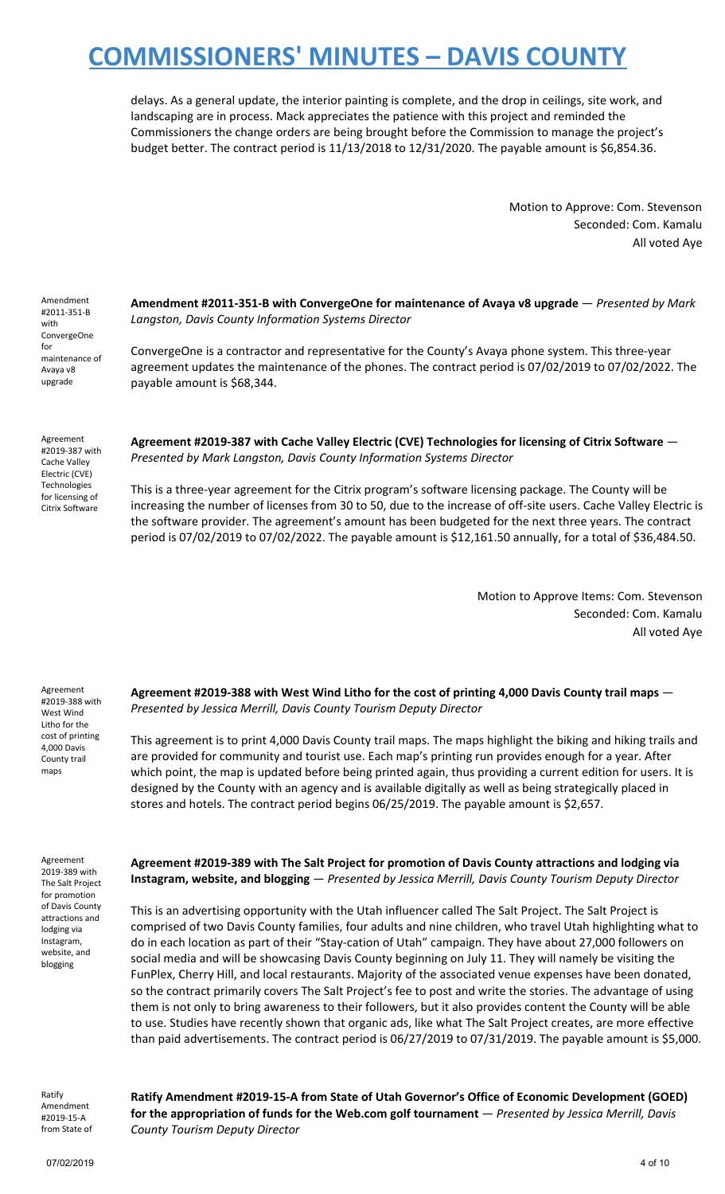delays. As a general update, the interior painting is complete, and the drop in ceilings, site work, and landscaping are in process. Mack appreciates the patience with this project and reminded the Commissioners the change orders are being brought before the Commission to manage the project's budget better. The contract period is 11/13/2018 to 12/31/2020. The payable amount is $6,854.36.

Motion to Approve: Com. Stevenson
Seconded: Com. Kamalu
All voted Aye

Amendment #2011-351-B with ConvergeOne for maintenance of Avaya v8 upgrade

**Amendment #2011-351-B with ConvergeOne for maintenance of Avaya v8 upgrade** — *Presented by Mark Langston, Davis County Information Systems Director*

ConvergeOne is a contractor and representative for the County's Avaya phone system. This three-year agreement updates the maintenance of the phones. The contract period is 07/02/2019 to 07/02/2022. The payable amount is $68,344.

Agreement #2019-387 with Cache Valley Electric (CVE) Technologies for licensing of Citrix Software

**Agreement #2019-387 with Cache Valley Electric (CVE) Technologies for licensing of Citrix Software** — *Presented by Mark Langston, Davis County Information Systems Director*

This is a three-year agreement for the Citrix program's software licensing package. The County will be increasing the number of licenses from 30 to 50, due to the increase of off-site users. Cache Valley Electric is the software provider. The agreement's amount has been budgeted for the next three years. The contract period is 07/02/2019 to 07/02/2022. The payable amount is $12,161.50 annually, for a total of $36,484.50.

Motion to Approve Items: Com. Stevenson
Seconded: Com. Kamalu
All voted Aye

Agreement #2019-388 with West Wind Litho for the cost of printing 4,000 Davis County trail maps

**Agreement #2019-388 with West Wind Litho for the cost of printing 4,000 Davis County trail maps** — *Presented by Jessica Merrill, Davis County Tourism Deputy Director*

This agreement is to print 4,000 Davis County trail maps. The maps highlight the biking and hiking trails and are provided for community and tourist use. Each map's printing run provides enough for a year. After which point, the map is updated before being printed again, thus providing a current edition for users. It is designed by the County with an agency and is available digitally as well as being strategically placed in stores and hotels. The contract period begins 06/25/2019. The payable amount is $2,657.

Agreement 2019-389 with The Salt Project for promotion of Davis County attractions and lodging via Instagram, website, and blogging

**Agreement #2019-389 with The Salt Project for promotion of Davis County attractions and lodging via Instagram, website, and blogging** — *Presented by Jessica Merrill, Davis County Tourism Deputy Director*

This is an advertising opportunity with the Utah influencer called The Salt Project. The Salt Project is comprised of two Davis County families, four adults and nine children, who travel Utah highlighting what to do in each location as part of their "Stay-cation of Utah" campaign. They have about 27,000 followers on social media and will be showcasing Davis County beginning on July 11. They will namely be visiting the FunPlex, Cherry Hill, and local restaurants. Majority of the associated venue expenses have been donated, so the contract primarily covers The Salt Project's fee to post and write the stories. The advantage of using them is not only to bring awareness to their followers, but it also provides content the County will be able to use. Studies have recently shown that organic ads, like what The Salt Project creates, are more effective than paid advertisements. The contract period is 06/27/2019 to 07/31/2019. The payable amount is $5,000.

Ratify Amendment #2019-15-A from State of

**Ratify Amendment #2019-15-A from State of Utah Governor's Office of Economic Development (GOED) for the appropriation of funds for the Web.com golf tournament** — *Presented by Jessica Merrill, Davis County Tourism Deputy Director*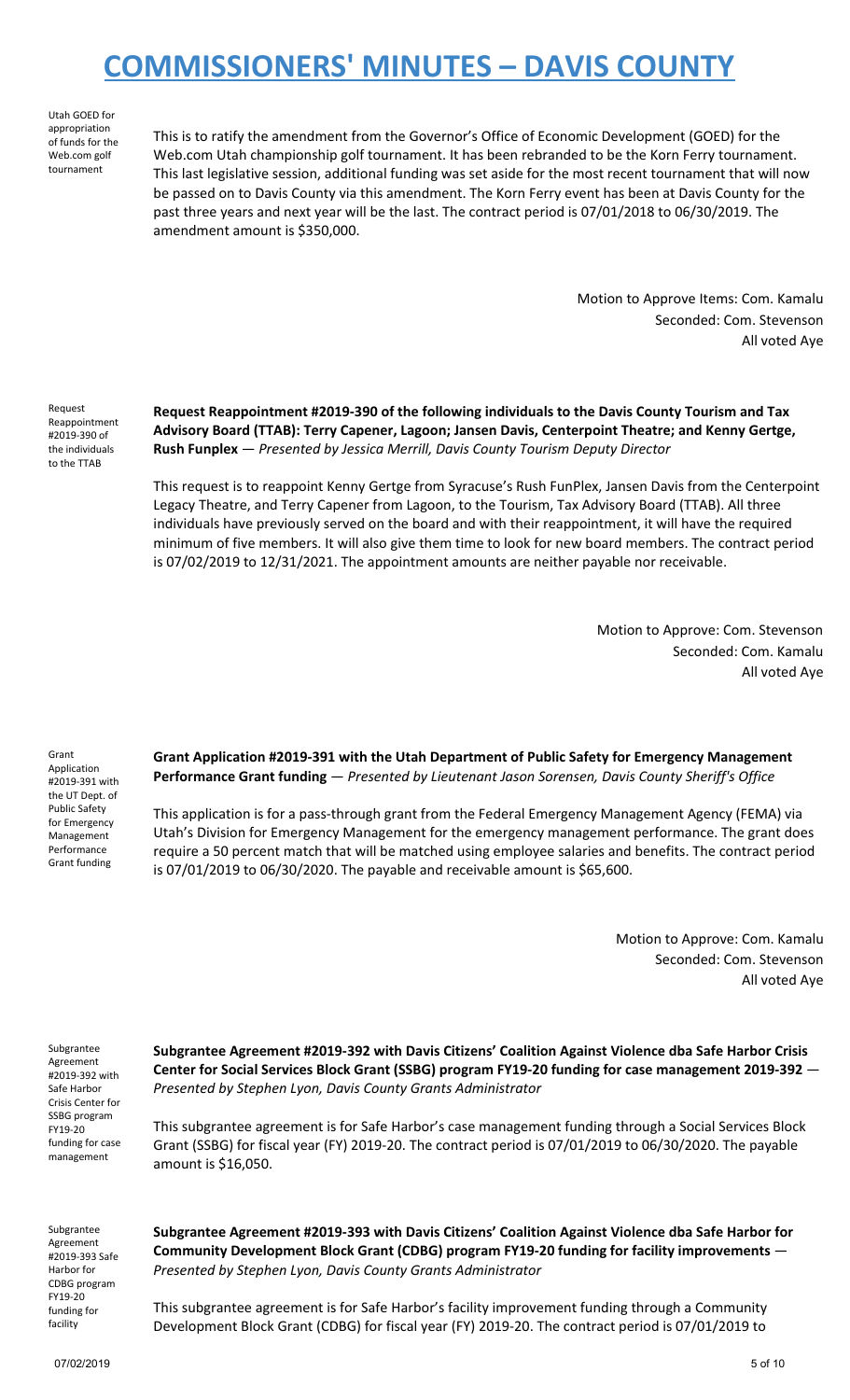Utah GOED for appropriation of funds for the Web.com golf tournament

This is to ratify the amendment from the Governor's Office of Economic Development (GOED) for the Web.com Utah championship golf tournament. It has been rebranded to be the Korn Ferry tournament. This last legislative session, additional funding was set aside for the most recent tournament that will now be passed on to Davis County via this amendment. The Korn Ferry event has been at Davis County for the past three years and next year will be the last. The contract period is 07/01/2018 to 06/30/2019. The amendment amount is $350,000.

Motion to Approve Items: Com. Kamalu
Seconded: Com. Stevenson
All voted Aye

Request Reappointment #2019-390 of the individuals to the TTAB

**Request Reappointment #2019-390 of the following individuals to the Davis County Tourism and Tax Advisory Board (TTAB): Terry Capener, Lagoon; Jansen Davis, Centerpoint Theatre; and Kenny Gertge, Rush Funplex** — *Presented by Jessica Merrill, Davis County Tourism Deputy Director*

This request is to reappoint Kenny Gertge from Syracuse's Rush FunPlex, Jansen Davis from the Centerpoint Legacy Theatre, and Terry Capener from Lagoon, to the Tourism, Tax Advisory Board (TTAB). All three individuals have previously served on the board and with their reappointment, it will have the required minimum of five members. It will also give them time to look for new board members. The contract period is 07/02/2019 to 12/31/2021. The appointment amounts are neither payable nor receivable.

Motion to Approve: Com. Stevenson
Seconded: Com. Kamalu
All voted Aye

Grant Application #2019-391 with the UT Dept. of Public Safety for Emergency Management Performance Grant funding

**Grant Application #2019-391 with the Utah Department of Public Safety for Emergency Management Performance Grant funding** — *Presented by Lieutenant Jason Sorensen, Davis County Sheriff's Office*

This application is for a pass-through grant from the Federal Emergency Management Agency (FEMA) via Utah's Division for Emergency Management for the emergency management performance. The grant does require a 50 percent match that will be matched using employee salaries and benefits. The contract period is 07/01/2019 to 06/30/2020. The payable and receivable amount is $65,600.

Motion to Approve: Com. Kamalu
Seconded: Com. Stevenson
All voted Aye

Subgrantee Agreement #2019-392 with Safe Harbor Crisis Center for SSBG program FY19-20 funding for case management

**Subgrantee Agreement #2019-392 with Davis Citizens' Coalition Against Violence dba Safe Harbor Crisis Center for Social Services Block Grant (SSBG) program FY19-20 funding for case management 2019-392** — *Presented by Stephen Lyon, Davis County Grants Administrator*

This subgrantee agreement is for Safe Harbor's case management funding through a Social Services Block Grant (SSBG) for fiscal year (FY) 2019-20. The contract period is 07/01/2019 to 06/30/2020. The payable amount is $16,050.

Subgrantee Agreement #2019-393 Safe Harbor for CDBG program FY19-20 funding for facility

**Subgrantee Agreement #2019-393 with Davis Citizens' Coalition Against Violence dba Safe Harbor for Community Development Block Grant (CDBG) program FY19-20 funding for facility improvements** — *Presented by Stephen Lyon, Davis County Grants Administrator*

This subgrantee agreement is for Safe Harbor's facility improvement funding through a Community Development Block Grant (CDBG) for fiscal year (FY) 2019-20. The contract period is 07/01/2019 to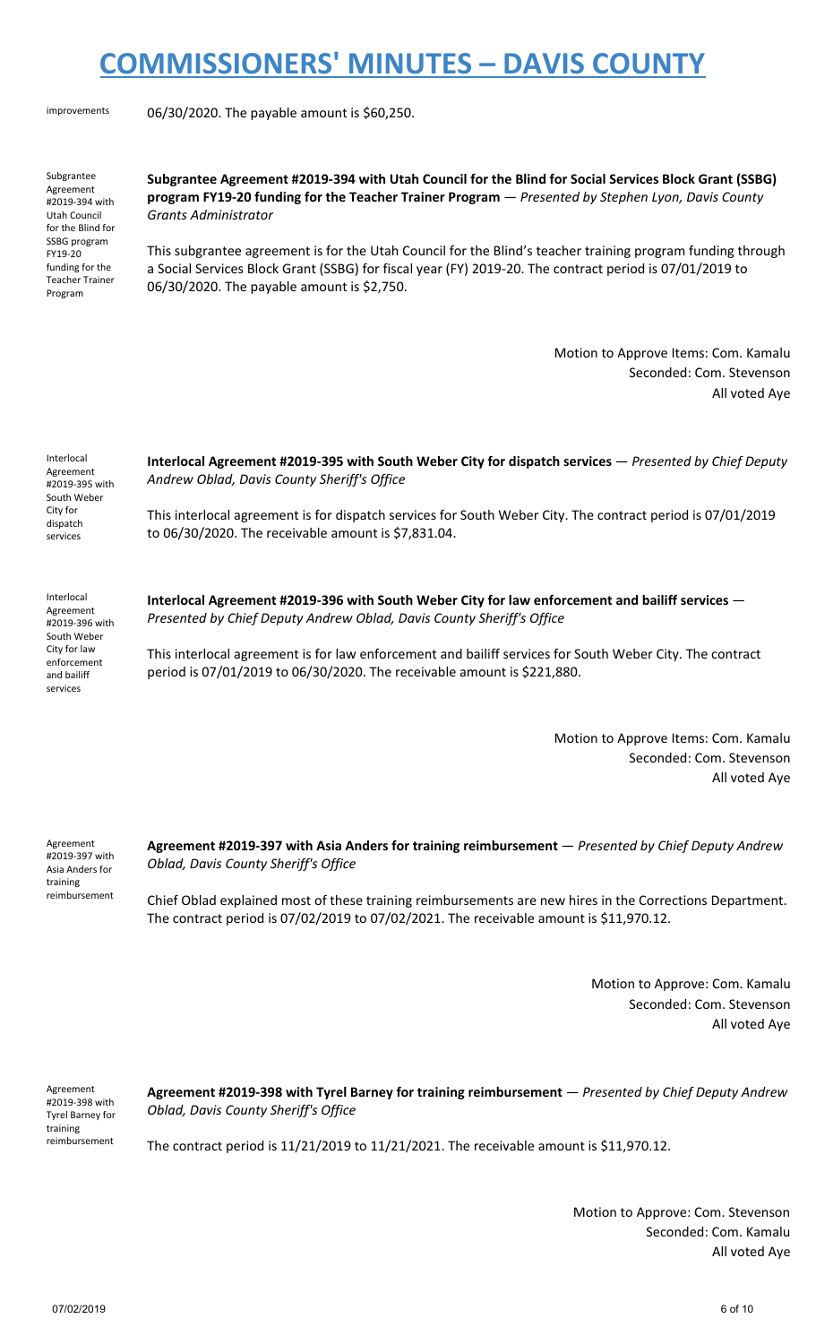improvements

06/30/2020. The payable amount is $60,250.

Subgrantee Agreement #2019-394 with Utah Council for the Blind for SSBG program FY19-20 funding for the Teacher Trainer Program

**Subgrantee Agreement #2019-394 with Utah Council for the Blind for Social Services Block Grant (SSBG) program FY19-20 funding for the Teacher Trainer Program** — *Presented by Stephen Lyon, Davis County Grants Administrator*

This subgrantee agreement is for the Utah Council for the Blind's teacher training program funding through a Social Services Block Grant (SSBG) for fiscal year (FY) 2019-20. The contract period is 07/01/2019 to 06/30/2020. The payable amount is $2,750.

Motion to Approve Items: Com. Kamalu
Seconded: Com. Stevenson
All voted Aye

Interlocal Agreement #2019-395 with South Weber City for dispatch services

**Interlocal Agreement #2019-395 with South Weber City for dispatch services** — *Presented by Chief Deputy Andrew Oblad, Davis County Sheriff's Office*

This interlocal agreement is for dispatch services for South Weber City. The contract period is 07/01/2019 to 06/30/2020. The receivable amount is $7,831.04.

Interlocal Agreement #2019-396 with South Weber City for law enforcement and bailiff services

**Interlocal Agreement #2019-396 with South Weber City for law enforcement and bailiff services** — *Presented by Chief Deputy Andrew Oblad, Davis County Sheriff's Office*

This interlocal agreement is for law enforcement and bailiff services for South Weber City. The contract period is 07/01/2019 to 06/30/2020. The receivable amount is $221,880.

Motion to Approve Items: Com. Kamalu
Seconded: Com. Stevenson
All voted Aye

Agreement #2019-397 with Asia Anders for training reimbursement

**Agreement #2019-397 with Asia Anders for training reimbursement** — *Presented by Chief Deputy Andrew Oblad, Davis County Sheriff's Office*

Chief Oblad explained most of these training reimbursements are new hires in the Corrections Department. The contract period is 07/02/2019 to 07/02/2021. The receivable amount is $11,970.12.

Motion to Approve: Com. Kamalu
Seconded: Com. Stevenson
All voted Aye

Agreement #2019-398 with Tyrel Barney for training reimbursement

**Agreement #2019-398 with Tyrel Barney for training reimbursement** — *Presented by Chief Deputy Andrew Oblad, Davis County Sheriff's Office*

The contract period is 11/21/2019 to 11/21/2021. The receivable amount is $11,970.12.

Motion to Approve: Com. Stevenson
Seconded: Com. Kamalu
All voted Aye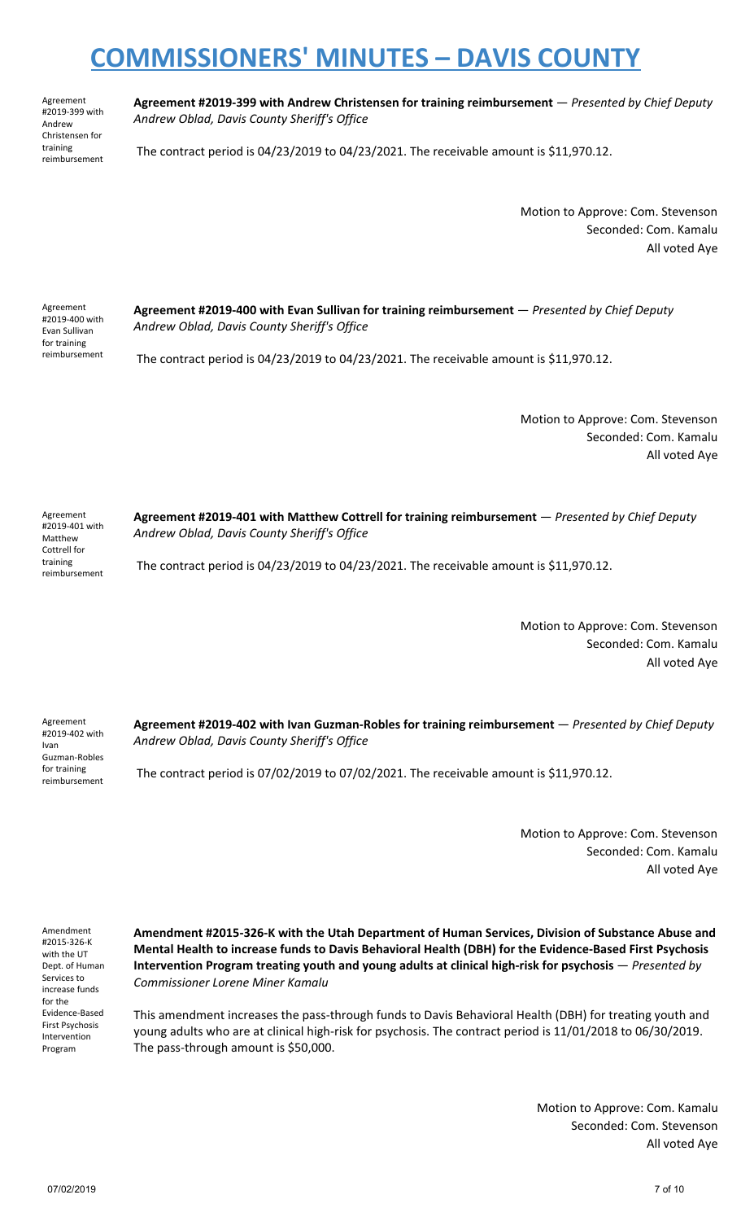# COMMISSIONERS' MINUTES – DAVIS COUNTY

Agreement #2019-399 with Andrew Christensen for training reimbursement

**Agreement #2019-399 with Andrew Christensen for training reimbursement** — *Presented by Chief Deputy Andrew Oblad, Davis County Sheriff's Office*

The contract period is 04/23/2019 to 04/23/2021. The receivable amount is $11,970.12.

Motion to Approve: Com. Stevenson
Seconded: Com. Kamalu
All voted Aye

Agreement #2019-400 with Evan Sullivan for training reimbursement

**Agreement #2019-400 with Evan Sullivan for training reimbursement** — *Presented by Chief Deputy Andrew Oblad, Davis County Sheriff's Office*

The contract period is 04/23/2019 to 04/23/2021. The receivable amount is $11,970.12.

Motion to Approve: Com. Stevenson
Seconded: Com. Kamalu
All voted Aye

Agreement #2019-401 with Matthew Cottrell for training reimbursement

**Agreement #2019-401 with Matthew Cottrell for training reimbursement** — *Presented by Chief Deputy Andrew Oblad, Davis County Sheriff's Office*

The contract period is 04/23/2019 to 04/23/2021. The receivable amount is $11,970.12.

Motion to Approve: Com. Stevenson
Seconded: Com. Kamalu
All voted Aye

Agreement #2019-402 with Ivan Guzman-Robles for training reimbursement

**Agreement #2019-402 with Ivan Guzman-Robles for training reimbursement** — *Presented by Chief Deputy Andrew Oblad, Davis County Sheriff's Office*

The contract period is 07/02/2019 to 07/02/2021. The receivable amount is $11,970.12.

Motion to Approve: Com. Stevenson
Seconded: Com. Kamalu
All voted Aye

Amendment #2015-326-K with the UT Dept. of Human Services to increase funds for the Evidence-Based First Psychosis Intervention Program

**Amendment #2015-326-K with the Utah Department of Human Services, Division of Substance Abuse and Mental Health to increase funds to Davis Behavioral Health (DBH) for the Evidence-Based First Psychosis Intervention Program treating youth and young adults at clinical high-risk for psychosis** — *Presented by Commissioner Lorene Miner Kamalu*

This amendment increases the pass-through funds to Davis Behavioral Health (DBH) for treating youth and young adults who are at clinical high-risk for psychosis. The contract period is 11/01/2018 to 06/30/2019. The pass-through amount is $50,000.

Motion to Approve: Com. Kamalu
Seconded: Com. Stevenson
All voted Aye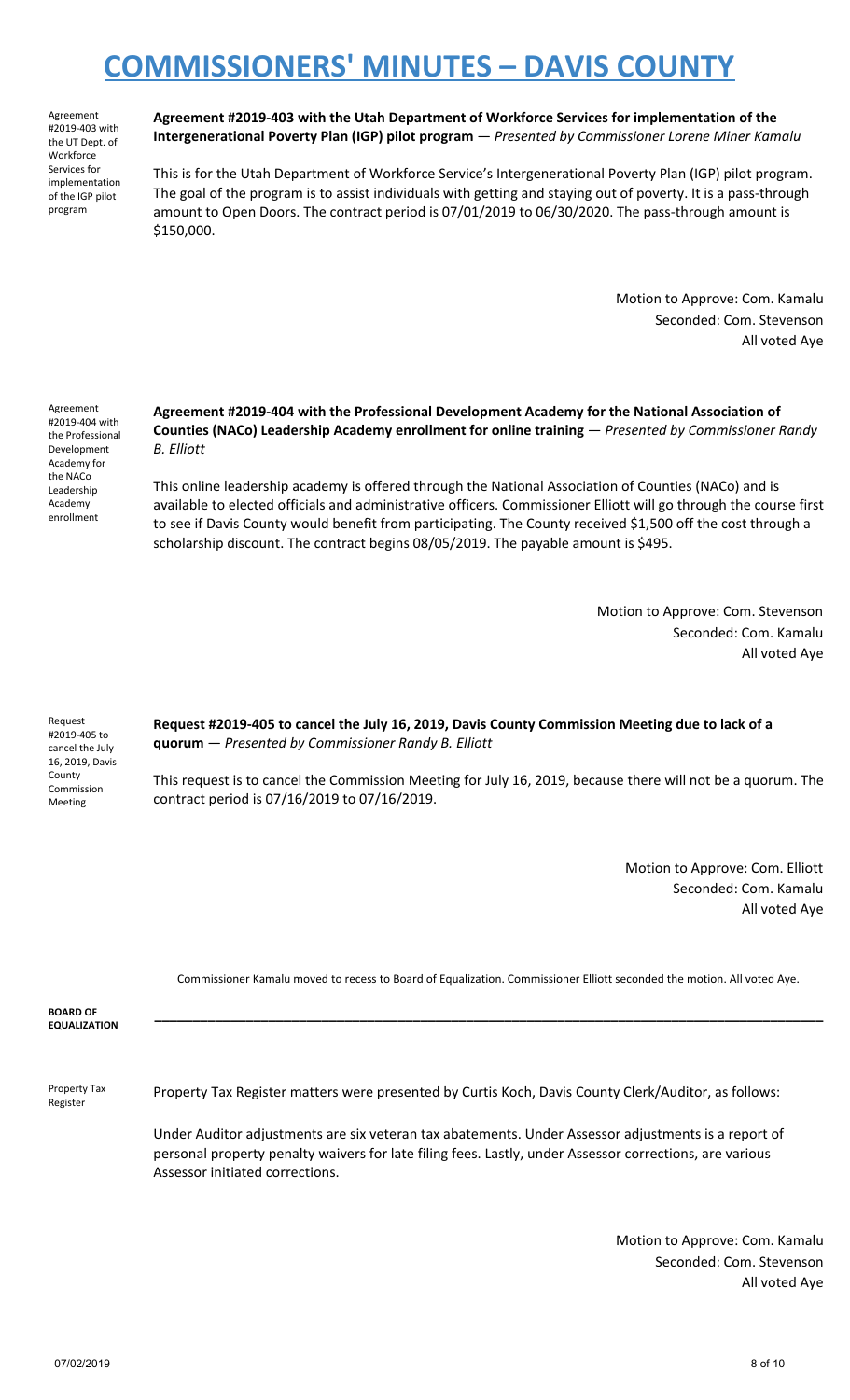# COMMISSIONERS' MINUTES – DAVIS COUNTY

Agreement #2019-403 with the UT Dept. of Workforce Services for implementation of the IGP pilot program

**Agreement #2019-403 with the Utah Department of Workforce Services for implementation of the Intergenerational Poverty Plan (IGP) pilot program** — *Presented by Commissioner Lorene Miner Kamalu*

This is for the Utah Department of Workforce Service's Intergenerational Poverty Plan (IGP) pilot program. The goal of the program is to assist individuals with getting and staying out of poverty. It is a pass-through amount to Open Doors. The contract period is 07/01/2019 to 06/30/2020. The pass-through amount is $150,000.

Motion to Approve: Com. Kamalu
Seconded: Com. Stevenson
All voted Aye

Agreement #2019-404 with the Professional Development Academy for the NACo Leadership Academy enrollment

**Agreement #2019-404 with the Professional Development Academy for the National Association of Counties (NACo) Leadership Academy enrollment for online training** — *Presented by Commissioner Randy B. Elliott*

This online leadership academy is offered through the National Association of Counties (NACo) and is available to elected officials and administrative officers. Commissioner Elliott will go through the course first to see if Davis County would benefit from participating. The County received $1,500 off the cost through a scholarship discount. The contract begins 08/05/2019. The payable amount is $495.

Motion to Approve: Com. Stevenson
Seconded: Com. Kamalu
All voted Aye

Request #2019-405 to cancel the July 16, 2019, Davis County Commission Meeting

**Request #2019-405 to cancel the July 16, 2019, Davis County Commission Meeting due to lack of a quorum** — *Presented by Commissioner Randy B. Elliott*

This request is to cancel the Commission Meeting for July 16, 2019, because there will not be a quorum. The contract period is 07/16/2019 to 07/16/2019.

Motion to Approve: Com. Elliott
Seconded: Com. Kamalu
All voted Aye

Commissioner Kamalu moved to recess to Board of Equalization. Commissioner Elliott seconded the motion. All voted Aye.

**BOARD OF EQUALIZATION**

---

Property Tax Register

Property Tax Register matters were presented by Curtis Koch, Davis County Clerk/Auditor, as follows:

Under Auditor adjustments are six veteran tax abatements. Under Assessor adjustments is a report of personal property penalty waivers for late filing fees. Lastly, under Assessor corrections, are various Assessor initiated corrections.

Motion to Approve: Com. Kamalu
Seconded: Com. Stevenson
All voted Aye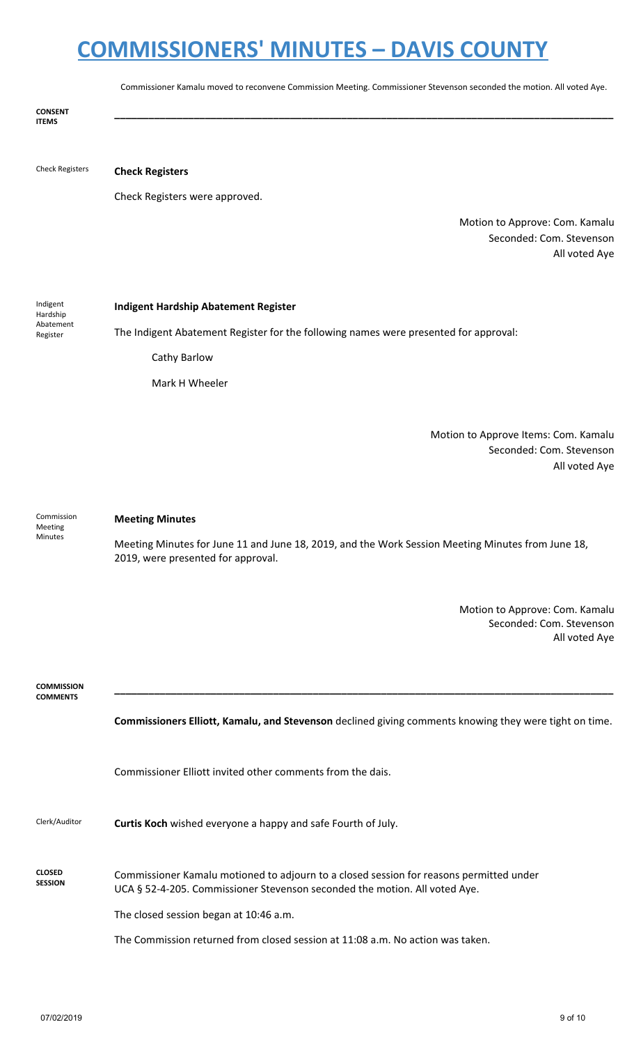Commissioner Kamalu moved to reconvene Commission Meeting. Commissioner Stevenson seconded the motion. All voted Aye.

**CONSENT ITEMS**

---

Check Registers

**Check Registers**

Check Registers were approved.

Motion to Approve: Com. Kamalu
Seconded: Com. Stevenson
All voted Aye

Indigent Hardship Abatement Register

**Indigent Hardship Abatement Register**

The Indigent Abatement Register for the following names were presented for approval:

Cathy Barlow

Mark H Wheeler

Motion to Approve Items: Com. Kamalu
Seconded: Com. Stevenson
All voted Aye

Commission Meeting Minutes

**Meeting Minutes**

Meeting Minutes for June 11 and June 18, 2019, and the Work Session Meeting Minutes from June 18, 2019, were presented for approval.

Motion to Approve: Com. Kamalu
Seconded: Com. Stevenson
All voted Aye

**COMMISSION COMMENTS**

---

**Commissioners Elliott, Kamalu, and Stevenson** declined giving comments knowing they were tight on time.

Commissioner Elliott invited other comments from the dais.

Clerk/Auditor

**Curtis Koch** wished everyone a happy and safe Fourth of July.

**CLOSED SESSION**

Commissioner Kamalu motioned to adjourn to a closed session for reasons permitted under UCA § 52-4-205. Commissioner Stevenson seconded the motion. All voted Aye.

The closed session began at 10:46 a.m.

The Commission returned from closed session at 11:08 a.m. No action was taken.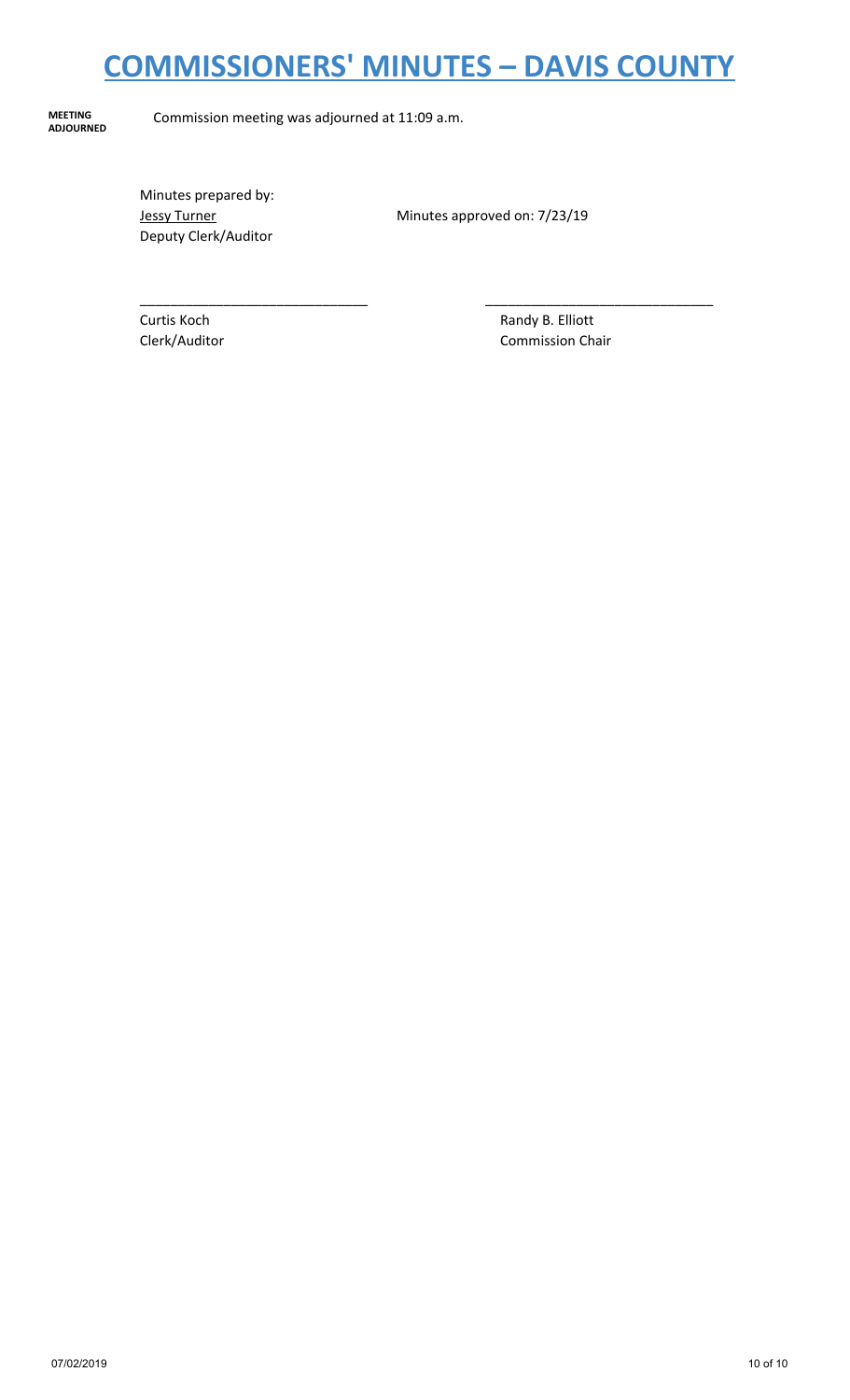# COMMISSIONERS' MINUTES – DAVIS COUNTY

**MEETING ADJOURNED**

Commission meeting was adjourned at 11:09 a.m.

Minutes prepared by:
Jessy Turner
Deputy Clerk/Auditor

Minutes approved on: 7/23/19

_____________________________
Curtis Koch
Clerk/Auditor

_____________________________
Randy B. Elliott
Commission Chair